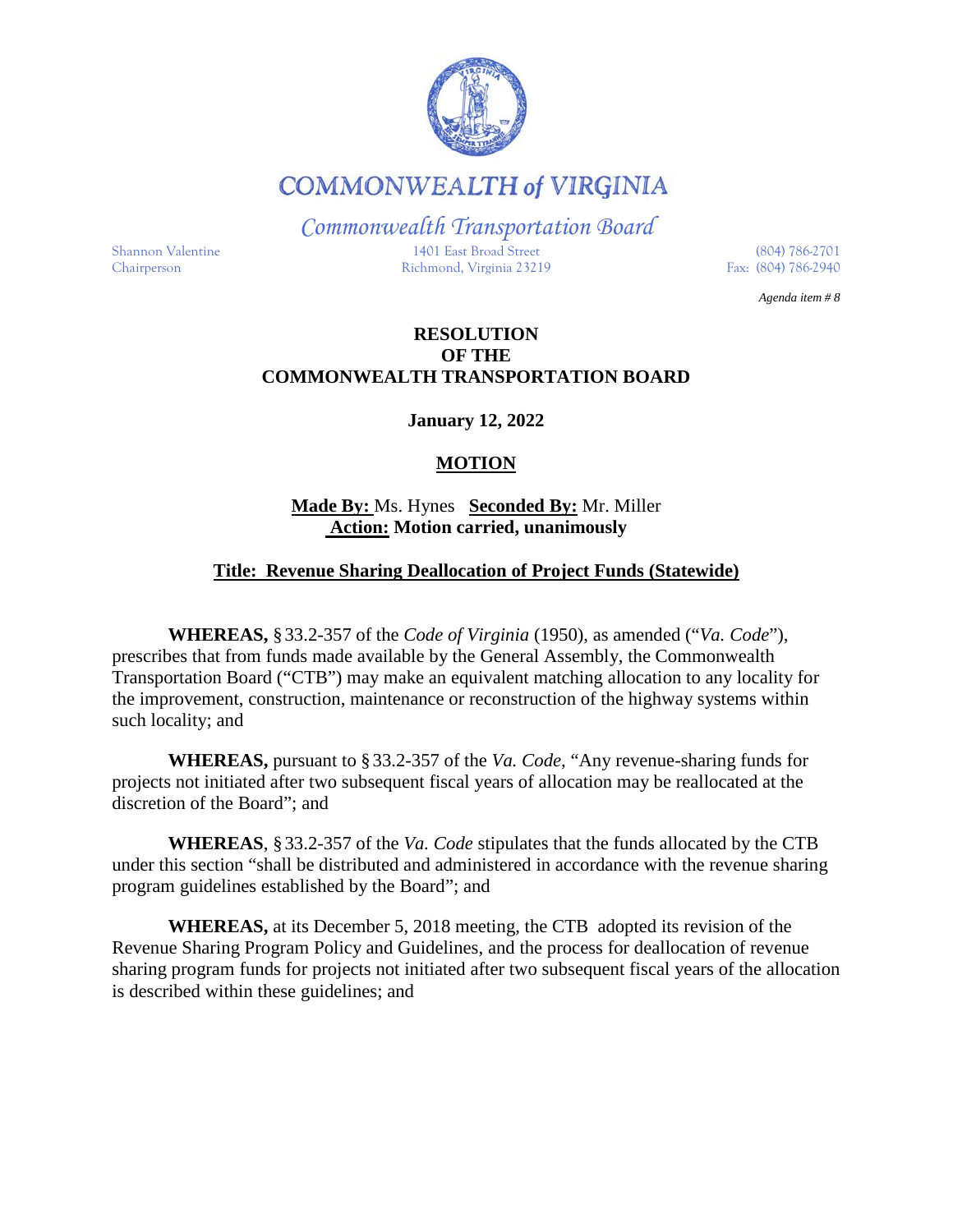# COMMONWEALTH of VIRGINIA

*Commonwealth Transportation Board*

Shannon Valentine
Chairperson

1401 East Broad Street
Richmond, Virginia 23219

(804) 786-2701
Fax: (804) 786-2940

*Agenda item # 8*

**RESOLUTION**
**OF THE**
**COMMONWEALTH TRANSPORTATION BOARD**

**January 12, 2022**

**MOTION**

**Made By:** Ms. Hynes **Seconded By:** Mr. Miller
**Action: Motion carried, unanimously**

**Title: Revenue Sharing Deallocation of Project Funds (Statewide)**

**WHEREAS,** § 33.2-357 of the *Code of Virginia* (1950), as amended ("*Va. Code*"), prescribes that from funds made available by the General Assembly, the Commonwealth Transportation Board ("CTB") may make an equivalent matching allocation to any locality for the improvement, construction, maintenance or reconstruction of the highway systems within such locality; and

**WHEREAS,** pursuant to § 33.2-357 of the *Va. Code*, "Any revenue-sharing funds for projects not initiated after two subsequent fiscal years of allocation may be reallocated at the discretion of the Board"; and

**WHEREAS**, § 33.2-357 of the *Va. Code* stipulates that the funds allocated by the CTB under this section "shall be distributed and administered in accordance with the revenue sharing program guidelines established by the Board"; and

**WHEREAS,** at its December 5, 2018 meeting, the CTB adopted its revision of the Revenue Sharing Program Policy and Guidelines, and the process for deallocation of revenue sharing program funds for projects not initiated after two subsequent fiscal years of the allocation is described within these guidelines; and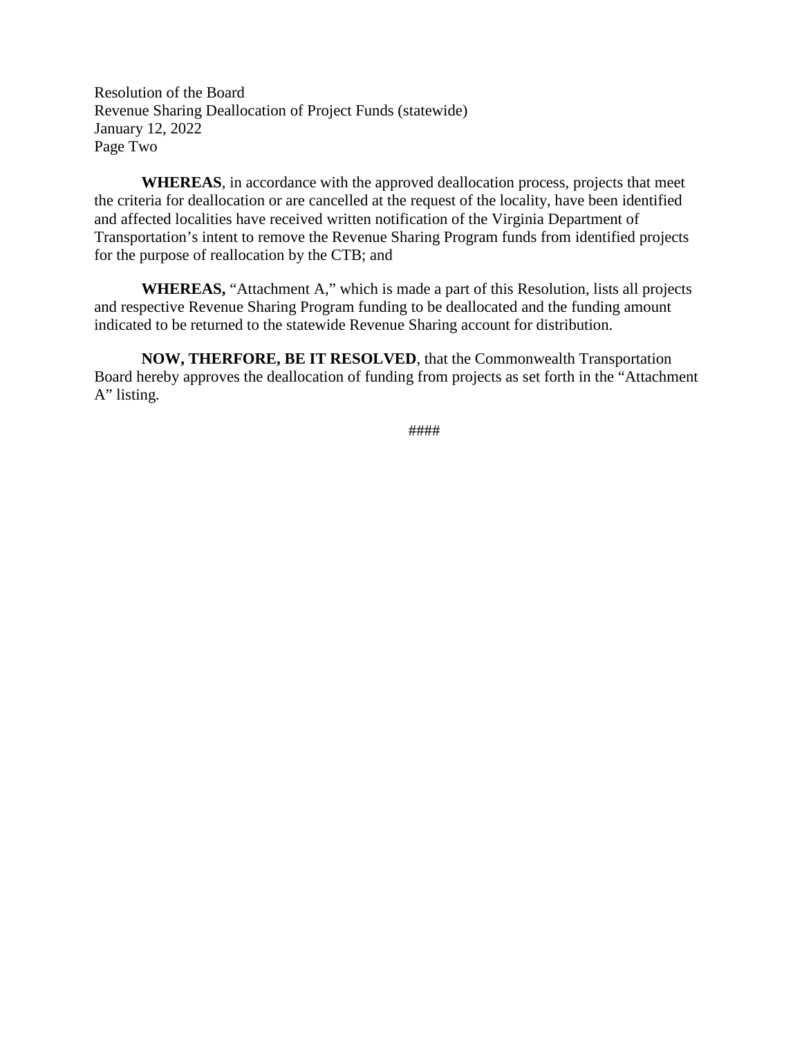**WHEREAS**, in accordance with the approved deallocation process, projects that meet the criteria for deallocation or are cancelled at the request of the locality, have been identified and affected localities have received written notification of the Virginia Department of Transportation's intent to remove the Revenue Sharing Program funds from identified projects for the purpose of reallocation by the CTB; and

**WHEREAS,** "Attachment A," which is made a part of this Resolution, lists all projects and respective Revenue Sharing Program funding to be deallocated and the funding amount indicated to be returned to the statewide Revenue Sharing account for distribution.

**NOW, THERFORE, BE IT RESOLVED**, that the Commonwealth Transportation Board hereby approves the deallocation of funding from projects as set forth in the "Attachment A" listing.

####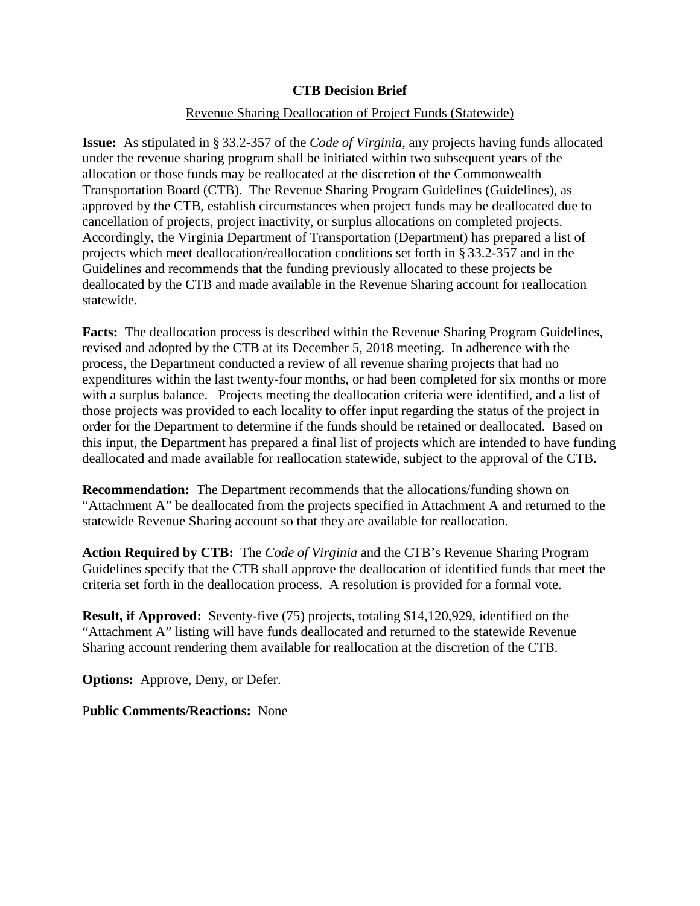**CTB Decision Brief**

Revenue Sharing Deallocation of Project Funds (Statewide)

**Issue:** As stipulated in § 33.2-357 of the *Code of Virginia*, any projects having funds allocated under the revenue sharing program shall be initiated within two subsequent years of the allocation or those funds may be reallocated at the discretion of the Commonwealth Transportation Board (CTB). The Revenue Sharing Program Guidelines (Guidelines), as approved by the CTB, establish circumstances when project funds may be deallocated due to cancellation of projects, project inactivity, or surplus allocations on completed projects. Accordingly, the Virginia Department of Transportation (Department) has prepared a list of projects which meet deallocation/reallocation conditions set forth in § 33.2-357 and in the Guidelines and recommends that the funding previously allocated to these projects be deallocated by the CTB and made available in the Revenue Sharing account for reallocation statewide.

**Facts:** The deallocation process is described within the Revenue Sharing Program Guidelines, revised and adopted by the CTB at its December 5, 2018 meeting. In adherence with the process, the Department conducted a review of all revenue sharing projects that had no expenditures within the last twenty-four months, or had been completed for six months or more with a surplus balance. Projects meeting the deallocation criteria were identified, and a list of those projects was provided to each locality to offer input regarding the status of the project in order for the Department to determine if the funds should be retained or deallocated. Based on this input, the Department has prepared a final list of projects which are intended to have funding deallocated and made available for reallocation statewide, subject to the approval of the CTB.

**Recommendation:** The Department recommends that the allocations/funding shown on "Attachment A" be deallocated from the projects specified in Attachment A and returned to the statewide Revenue Sharing account so that they are available for reallocation.

**Action Required by CTB:** The *Code of Virginia* and the CTB's Revenue Sharing Program Guidelines specify that the CTB shall approve the deallocation of identified funds that meet the criteria set forth in the deallocation process. A resolution is provided for a formal vote.

**Result, if Approved:** Seventy-five (75) projects, totaling $14,120,929, identified on the "Attachment A" listing will have funds deallocated and returned to the statewide Revenue Sharing account rendering them available for reallocation at the discretion of the CTB.

**Options:** Approve, Deny, or Defer.

**Public Comments/Reactions:** None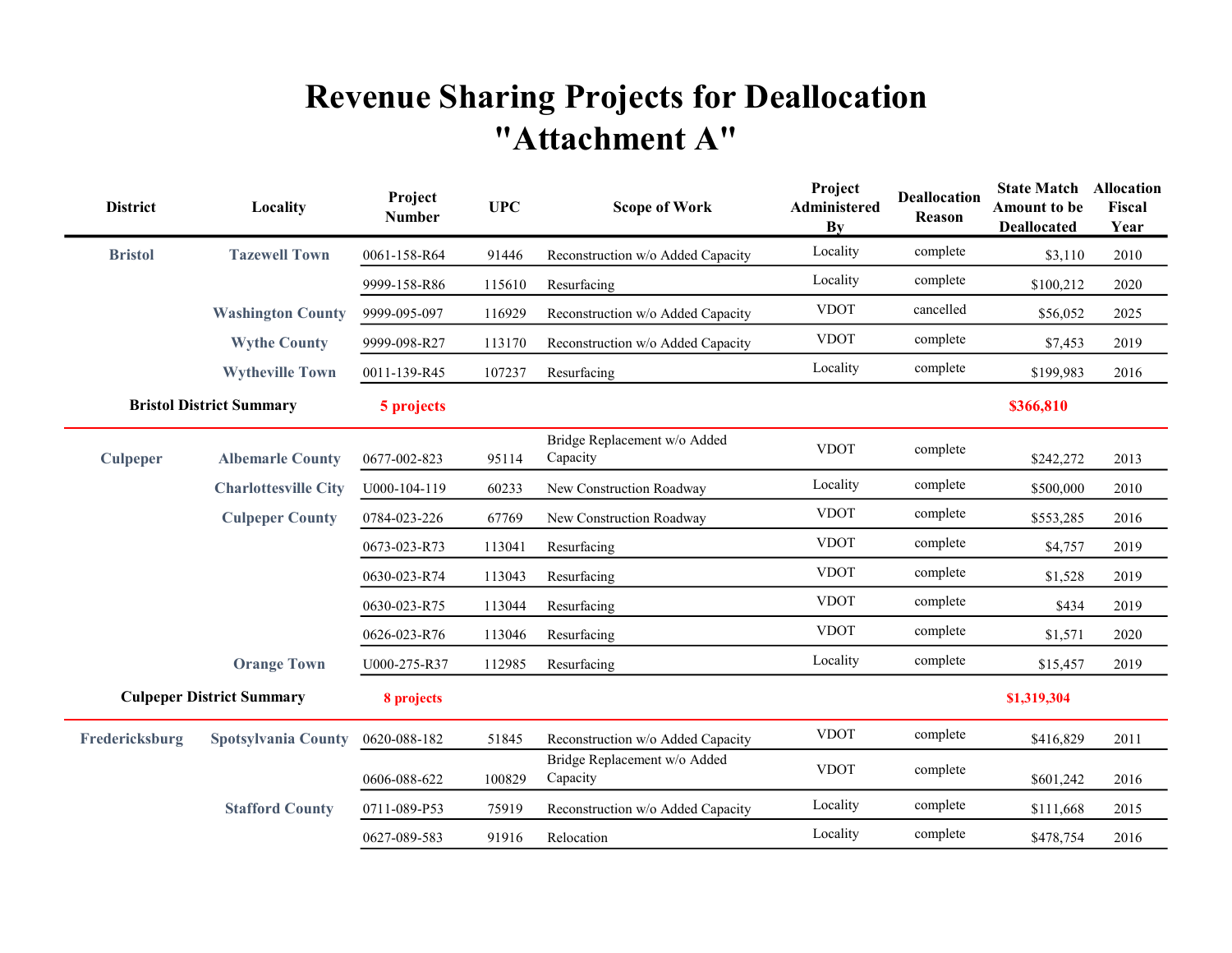# Revenue Sharing Projects for Deallocation
# "Attachment A"

| District | Locality | Project Number | UPC | Scope of Work | Project Administered By | Deallocation Reason | State Match Amount to be Deallocated | Allocation Fiscal Year |
|---|---|---|---|---|---|---|---|---|
| Bristol | Tazewell Town | 0061-158-R64 | 91446 | Reconstruction w/o Added Capacity | Locality | complete | $3,110 | 2010 |
| | | 9999-158-R86 | 115610 | Resurfacing | Locality | complete | $100,212 | 2020 |
| | Washington County | 9999-095-097 | 116929 | Reconstruction w/o Added Capacity | VDOT | cancelled | $56,052 | 2025 |
| | Wythe County | 9999-098-R27 | 113170 | Reconstruction w/o Added Capacity | VDOT | complete | $7,453 | 2019 |
| | Wytheville Town | 0011-139-R45 | 107237 | Resurfacing | Locality | complete | $199,983 | 2016 |
| **Bristol District Summary** | | **5 projects** | | | | | **$366,810** | |
| Culpeper | Albemarle County | 0677-002-823 | 95114 | Bridge Replacement w/o Added Capacity | VDOT | complete | $242,272 | 2013 |
| | Charlottesville City | U000-104-119 | 60233 | New Construction Roadway | Locality | complete | $500,000 | 2010 |
| | Culpeper County | 0784-023-226 | 67769 | New Construction Roadway | VDOT | complete | $553,285 | 2016 |
| | | 0673-023-R73 | 113041 | Resurfacing | VDOT | complete | $4,757 | 2019 |
| | | 0630-023-R74 | 113043 | Resurfacing | VDOT | complete | $1,528 | 2019 |
| | | 0630-023-R75 | 113044 | Resurfacing | VDOT | complete | $434 | 2019 |
| | | 0626-023-R76 | 113046 | Resurfacing | VDOT | complete | $1,571 | 2020 |
| | Orange Town | U000-275-R37 | 112985 | Resurfacing | Locality | complete | $15,457 | 2019 |
| **Culpeper District Summary** | | **8 projects** | | | | | **$1,319,304** | |
| Fredericksburg | Spotsylvania County | 0620-088-182 | 51845 | Reconstruction w/o Added Capacity | VDOT | complete | $416,829 | 2011 |
| | | 0606-088-622 | 100829 | Bridge Replacement w/o Added Capacity | VDOT | complete | $601,242 | 2016 |
| | Stafford County | 0711-089-P53 | 75919 | Reconstruction w/o Added Capacity | Locality | complete | $111,668 | 2015 |
| | | 0627-089-583 | 91916 | Relocation | Locality | complete | $478,754 | 2016 |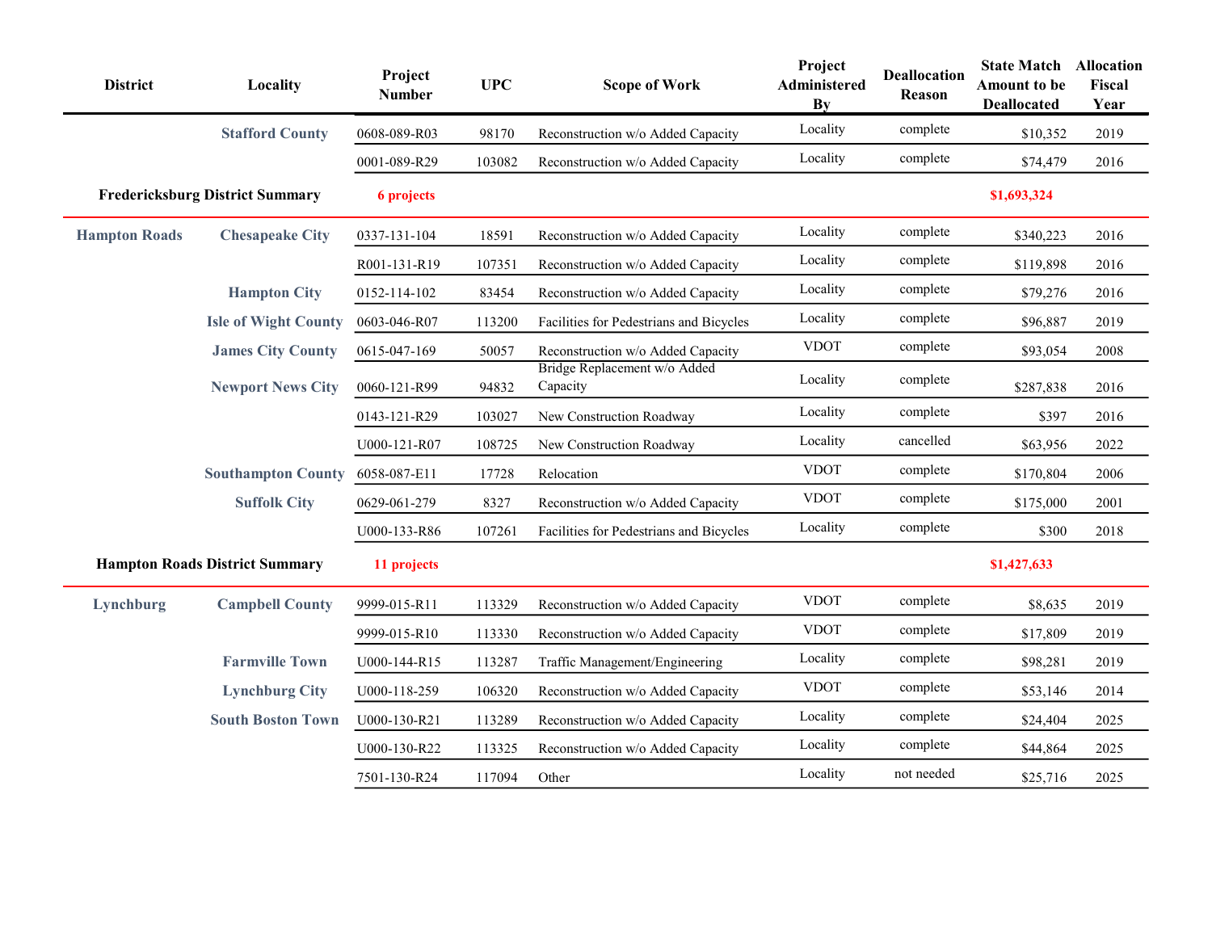| District | Locality | Project Number | UPC | Scope of Work | Project Administered By | Deallocation Reason | State Match Amount to be Deallocated | Allocation Fiscal Year |
|---|---|---|---|---|---|---|---|---|
| | Stafford County | 0608-089-R03 | 98170 | Reconstruction w/o Added Capacity | Locality | complete | $10,352 | 2019 |
| | | 0001-089-R29 | 103082 | Reconstruction w/o Added Capacity | Locality | complete | $74,479 | 2016 |
| **Fredericksburg District Summary** | | **6 projects** | | | | | **$1,693,324** | |
| Hampton Roads | Chesapeake City | 0337-131-104 | 18591 | Reconstruction w/o Added Capacity | Locality | complete | $340,223 | 2016 |
| | | R001-131-R19 | 107351 | Reconstruction w/o Added Capacity | Locality | complete | $119,898 | 2016 |
| | Hampton City | 0152-114-102 | 83454 | Reconstruction w/o Added Capacity | Locality | complete | $79,276 | 2016 |
| | Isle of Wight County | 0603-046-R07 | 113200 | Facilities for Pedestrians and Bicycles | Locality | complete | $96,887 | 2019 |
| | James City County | 0615-047-169 | 50057 | Reconstruction w/o Added Capacity | VDOT | complete | $93,054 | 2008 |
| | Newport News City | 0060-121-R99 | 94832 | Bridge Replacement w/o Added Capacity | Locality | complete | $287,838 | 2016 |
| | | 0143-121-R29 | 103027 | New Construction Roadway | Locality | complete | $397 | 2016 |
| | | U000-121-R07 | 108725 | New Construction Roadway | Locality | cancelled | $63,956 | 2022 |
| | Southampton County | 6058-087-E11 | 17728 | Relocation | VDOT | complete | $170,804 | 2006 |
| | Suffolk City | 0629-061-279 | 8327 | Reconstruction w/o Added Capacity | VDOT | complete | $175,000 | 2001 |
| | | U000-133-R86 | 107261 | Facilities for Pedestrians and Bicycles | Locality | complete | $300 | 2018 |
| **Hampton Roads District Summary** | | **11 projects** | | | | | **$1,427,633** | |
| Lynchburg | Campbell County | 9999-015-R11 | 113329 | Reconstruction w/o Added Capacity | VDOT | complete | $8,635 | 2019 |
| | | 9999-015-R10 | 113330 | Reconstruction w/o Added Capacity | VDOT | complete | $17,809 | 2019 |
| | Farmville Town | U000-144-R15 | 113287 | Traffic Management/Engineering | Locality | complete | $98,281 | 2019 |
| | Lynchburg City | U000-118-259 | 106320 | Reconstruction w/o Added Capacity | VDOT | complete | $53,146 | 2014 |
| | South Boston Town | U000-130-R21 | 113289 | Reconstruction w/o Added Capacity | Locality | complete | $24,404 | 2025 |
| | | U000-130-R22 | 113325 | Reconstruction w/o Added Capacity | Locality | complete | $44,864 | 2025 |
| | | 7501-130-R24 | 117094 | Other | Locality | not needed | $25,716 | 2025 |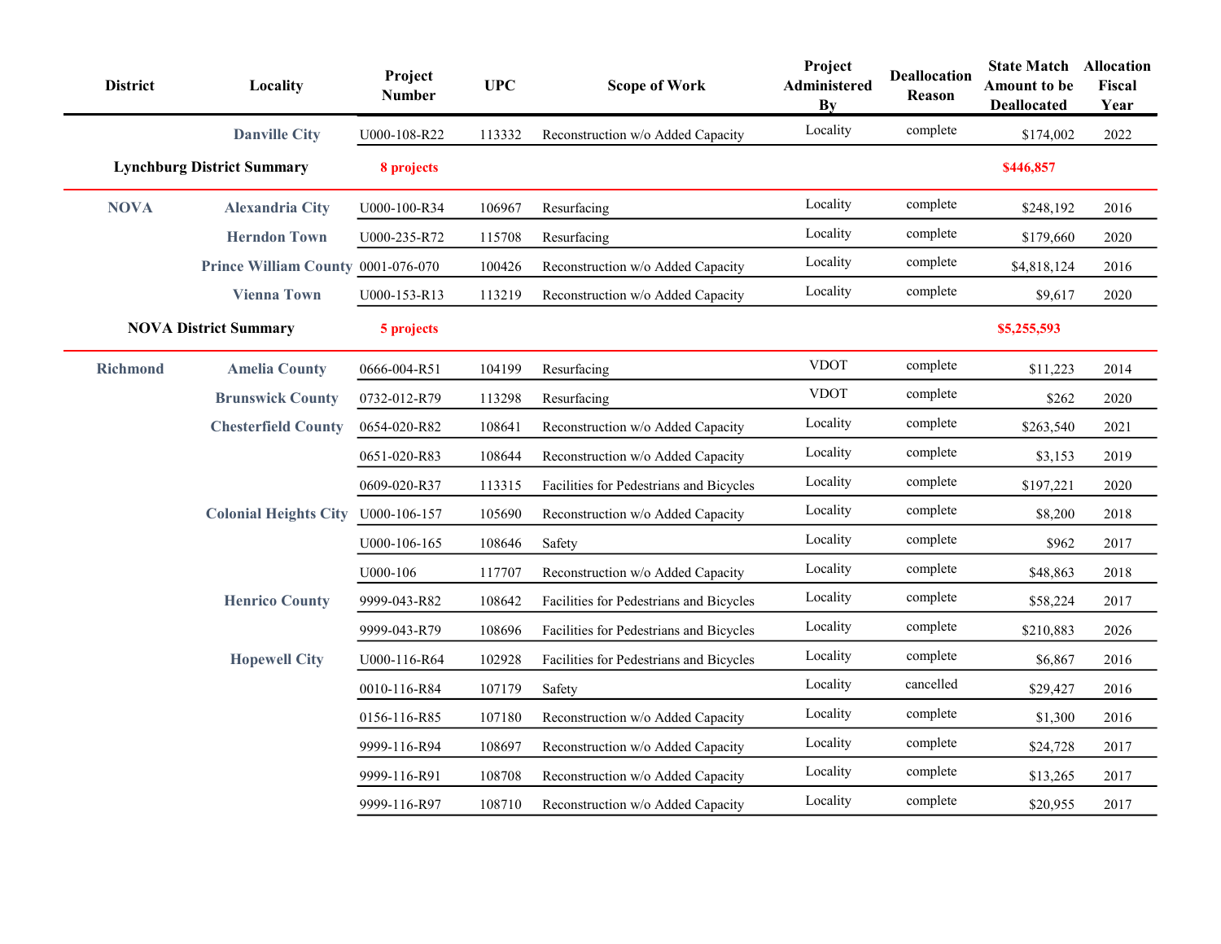| District | Locality | Project Number | UPC | Scope of Work | Project Administered By | Deallocation Reason | State Match Amount to be Deallocated | Allocation Fiscal Year |
|---|---|---|---|---|---|---|---|---|
| | Danville City | U000-108-R22 | 113332 | Reconstruction w/o Added Capacity | Locality | complete | $174,002 | 2022 |
| **Lynchburg District Summary** | | **8 projects** | | | | | **$446,857** | |
| NOVA | Alexandria City | U000-100-R34 | 106967 | Resurfacing | Locality | complete | $248,192 | 2016 |
| | Herndon Town | U000-235-R72 | 115708 | Resurfacing | Locality | complete | $179,660 | 2020 |
| | Prince William County | 0001-076-070 | 100426 | Reconstruction w/o Added Capacity | Locality | complete | $4,818,124 | 2016 |
| | Vienna Town | U000-153-R13 | 113219 | Reconstruction w/o Added Capacity | Locality | complete | $9,617 | 2020 |
| **NOVA District Summary** | | **5 projects** | | | | | **$5,255,593** | |
| Richmond | Amelia County | 0666-004-R51 | 104199 | Resurfacing | VDOT | complete | $11,223 | 2014 |
| | Brunswick County | 0732-012-R79 | 113298 | Resurfacing | VDOT | complete | $262 | 2020 |
| | Chesterfield County | 0654-020-R82 | 108641 | Reconstruction w/o Added Capacity | Locality | complete | $263,540 | 2021 |
| | | 0651-020-R83 | 108644 | Reconstruction w/o Added Capacity | Locality | complete | $3,153 | 2019 |
| | | 0609-020-R37 | 113315 | Facilities for Pedestrians and Bicycles | Locality | complete | $197,221 | 2020 |
| | Colonial Heights City | U000-106-157 | 105690 | Reconstruction w/o Added Capacity | Locality | complete | $8,200 | 2018 |
| | | U000-106-165 | 108646 | Safety | Locality | complete | $962 | 2017 |
| | | U000-106 | 117707 | Reconstruction w/o Added Capacity | Locality | complete | $48,863 | 2018 |
| | Henrico County | 9999-043-R82 | 108642 | Facilities for Pedestrians and Bicycles | Locality | complete | $58,224 | 2017 |
| | | 9999-043-R79 | 108696 | Facilities for Pedestrians and Bicycles | Locality | complete | $210,883 | 2026 |
| | Hopewell City | U000-116-R64 | 102928 | Facilities for Pedestrians and Bicycles | Locality | complete | $6,867 | 2016 |
| | | 0010-116-R84 | 107179 | Safety | Locality | cancelled | $29,427 | 2016 |
| | | 0156-116-R85 | 107180 | Reconstruction w/o Added Capacity | Locality | complete | $1,300 | 2016 |
| | | 9999-116-R94 | 108697 | Reconstruction w/o Added Capacity | Locality | complete | $24,728 | 2017 |
| | | 9999-116-R91 | 108708 | Reconstruction w/o Added Capacity | Locality | complete | $13,265 | 2017 |
| | | 9999-116-R97 | 108710 | Reconstruction w/o Added Capacity | Locality | complete | $20,955 | 2017 |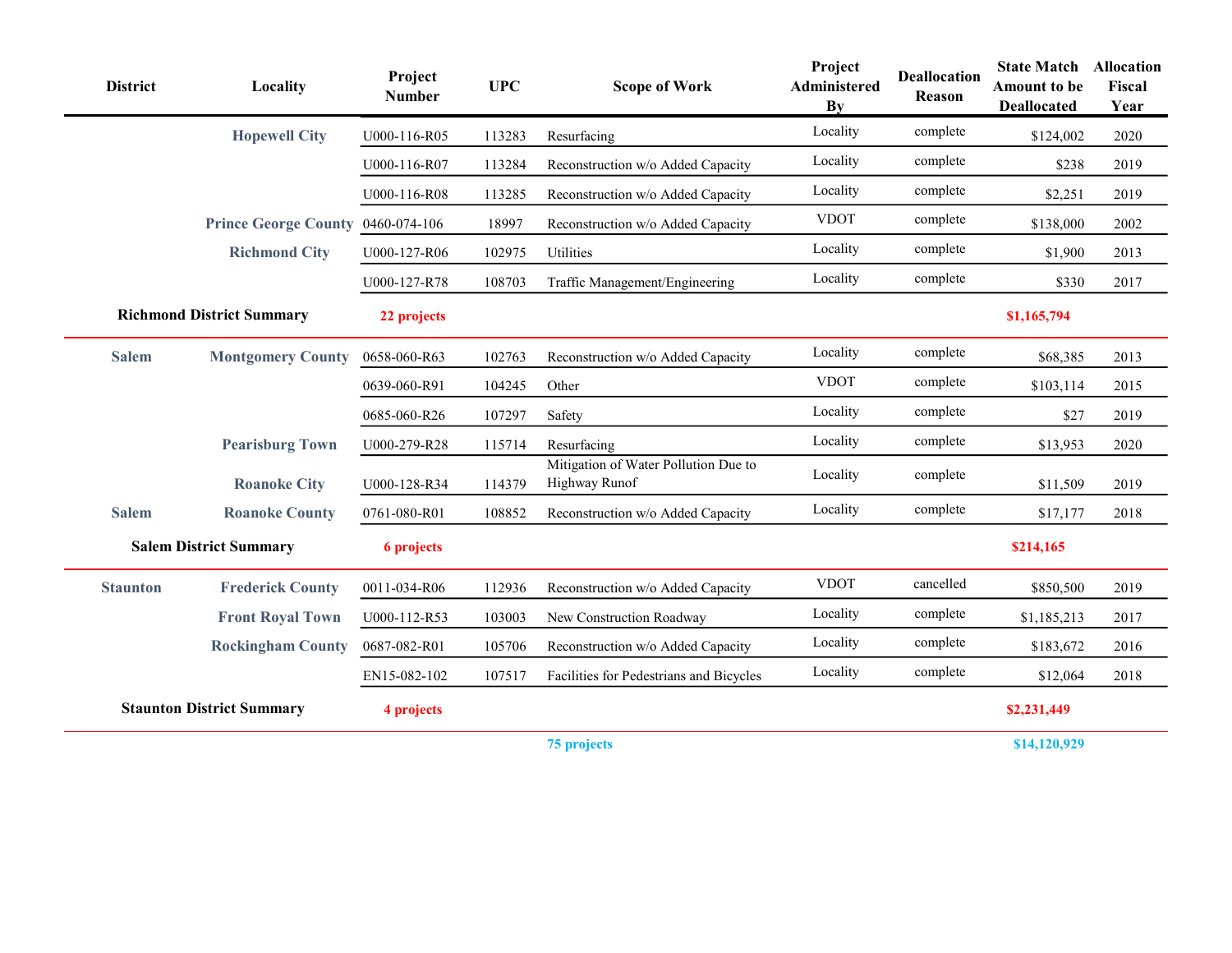| District | Locality | Project Number | UPC | Scope of Work | Project Administered By | Deallocation Reason | State Match Amount to be Deallocated | Allocation Fiscal Year |
|---|---|---|---|---|---|---|---|---|
| | Hopewell City | U000-116-R05 | 113283 | Resurfacing | Locality | complete | $124,002 | 2020 |
| | | U000-116-R07 | 113284 | Reconstruction w/o Added Capacity | Locality | complete | $238 | 2019 |
| | | U000-116-R08 | 113285 | Reconstruction w/o Added Capacity | Locality | complete | $2,251 | 2019 |
| | Prince George County | 0460-074-106 | 18997 | Reconstruction w/o Added Capacity | VDOT | complete | $138,000 | 2002 |
| | Richmond City | U000-127-R06 | 102975 | Utilities | Locality | complete | $1,900 | 2013 |
| | | U000-127-R78 | 108703 | Traffic Management/Engineering | Locality | complete | $330 | 2017 |
| **Richmond District Summary** | | **22 projects** | | | | | **$1,165,794** | |
| Salem | Montgomery County | 0658-060-R63 | 102763 | Reconstruction w/o Added Capacity | Locality | complete | $68,385 | 2013 |
| | | 0639-060-R91 | 104245 | Other | VDOT | complete | $103,114 | 2015 |
| | | 0685-060-R26 | 107297 | Safety | Locality | complete | $27 | 2019 |
| | Pearisburg Town | U000-279-R28 | 115714 | Resurfacing | Locality | complete | $13,953 | 2020 |
| | Roanoke City | U000-128-R34 | 114379 | Mitigation of Water Pollution Due to Highway Runof | Locality | complete | $11,509 | 2019 |
| Salem | Roanoke County | 0761-080-R01 | 108852 | Reconstruction w/o Added Capacity | Locality | complete | $17,177 | 2018 |
| **Salem District Summary** | | **6 projects** | | | | | **$214,165** | |
| Staunton | Frederick County | 0011-034-R06 | 112936 | Reconstruction w/o Added Capacity | VDOT | cancelled | $850,500 | 2019 |
| | Front Royal Town | U000-112-R53 | 103003 | New Construction Roadway | Locality | complete | $1,185,213 | 2017 |
| | Rockingham County | 0687-082-R01 | 105706 | Reconstruction w/o Added Capacity | Locality | complete | $183,672 | 2016 |
| | | EN15-082-102 | 107517 | Facilities for Pedestrians and Bicycles | Locality | complete | $12,064 | 2018 |
| **Staunton District Summary** | | **4 projects** | | | | | **$2,231,449** | |
| | | | | **75 projects** | | | **$14,120,929** | |